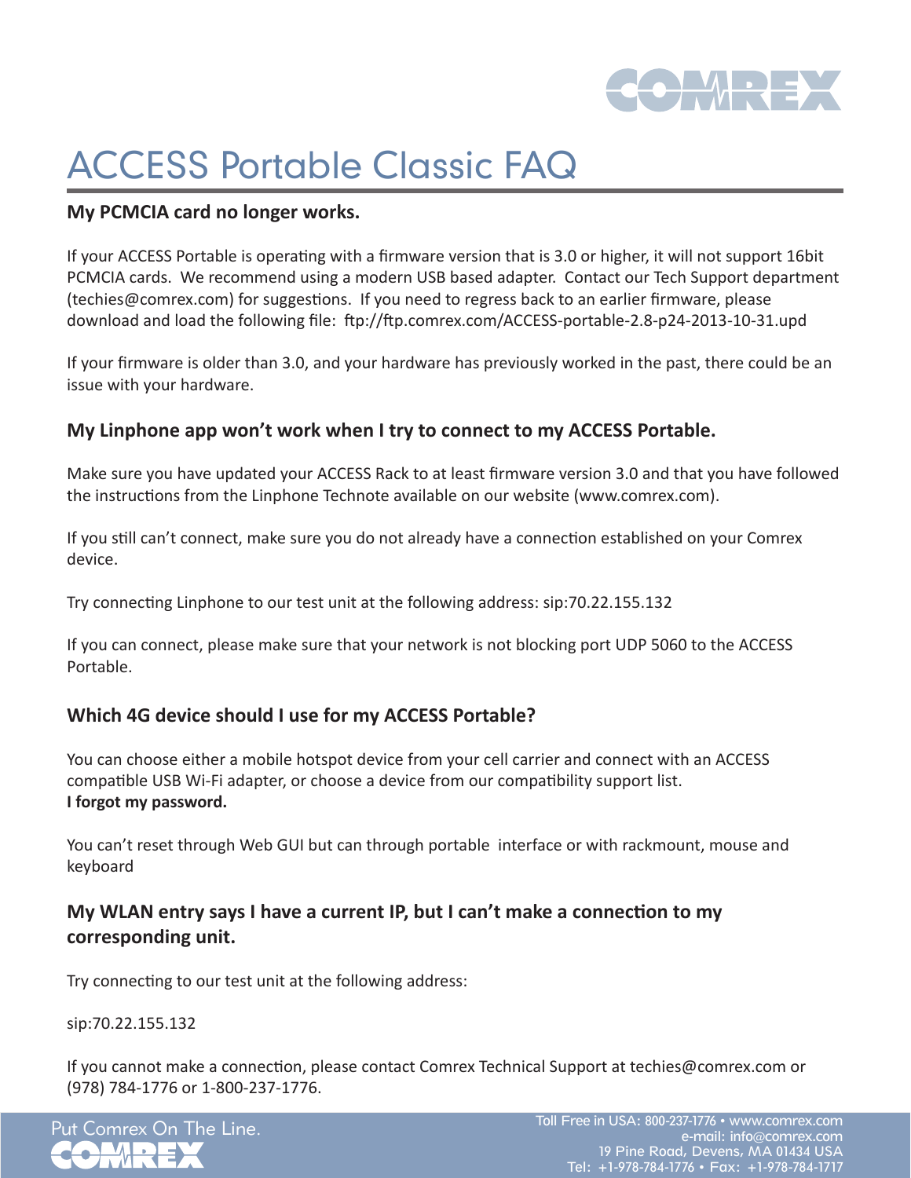# ACCESS Portable Classic FAQ

## My PCMCIA card no longer works.

If your ACCESS Portable is operating with a firmware version that is 3.0 or higher, it will not support 16bit PCMCIA cards. We recommend using a modern USB based adapter. Contact our Tech Support department (techies@comrex.com) for suggestions. If you need to regress back to an earlier firmware, please download and load the following file: ftp://ftp.comrex.com/ACCESS-portable-2.8-p24-2013-10-31.upd

If your firmware is older than 3.0, and your hardware has previously worked in the past, there could be an issue with your hardware.

## My Linphone app won't work when I try to connect to my ACCESS Portable.

Make sure you have updated your ACCESS Rack to at least firmware version 3.0 and that you have followed the instructions from the Linphone Technote available on our website (www.comrex.com).

If you still can't connect, make sure you do not already have a connection established on your Comrex device.

Try connecting Linphone to our test unit at the following address: sip:70.22.155.132

If you can connect, please make sure that your network is not blocking port UDP 5060 to the ACCESS Portable.

## Which 4G device should I use for my ACCESS Portable?

You can choose either a mobile hotspot device from your cell carrier and connect with an ACCESS compatible USB Wi-Fi adapter, or choose a device from our compatibility support list.

**I forgot my password.**

You can't reset through Web GUI but can through portable interface or with rackmount, mouse and keyboard

## My WLAN entry says I have a current IP, but I can't make a connection to my corresponding unit.

Try connecting to our test unit at the following address:

sip:70.22.155.132

If you cannot make a connection, please contact Comrex Technical Support at techies@comrex.com or (978) 784-1776 or 1-800-237-1776.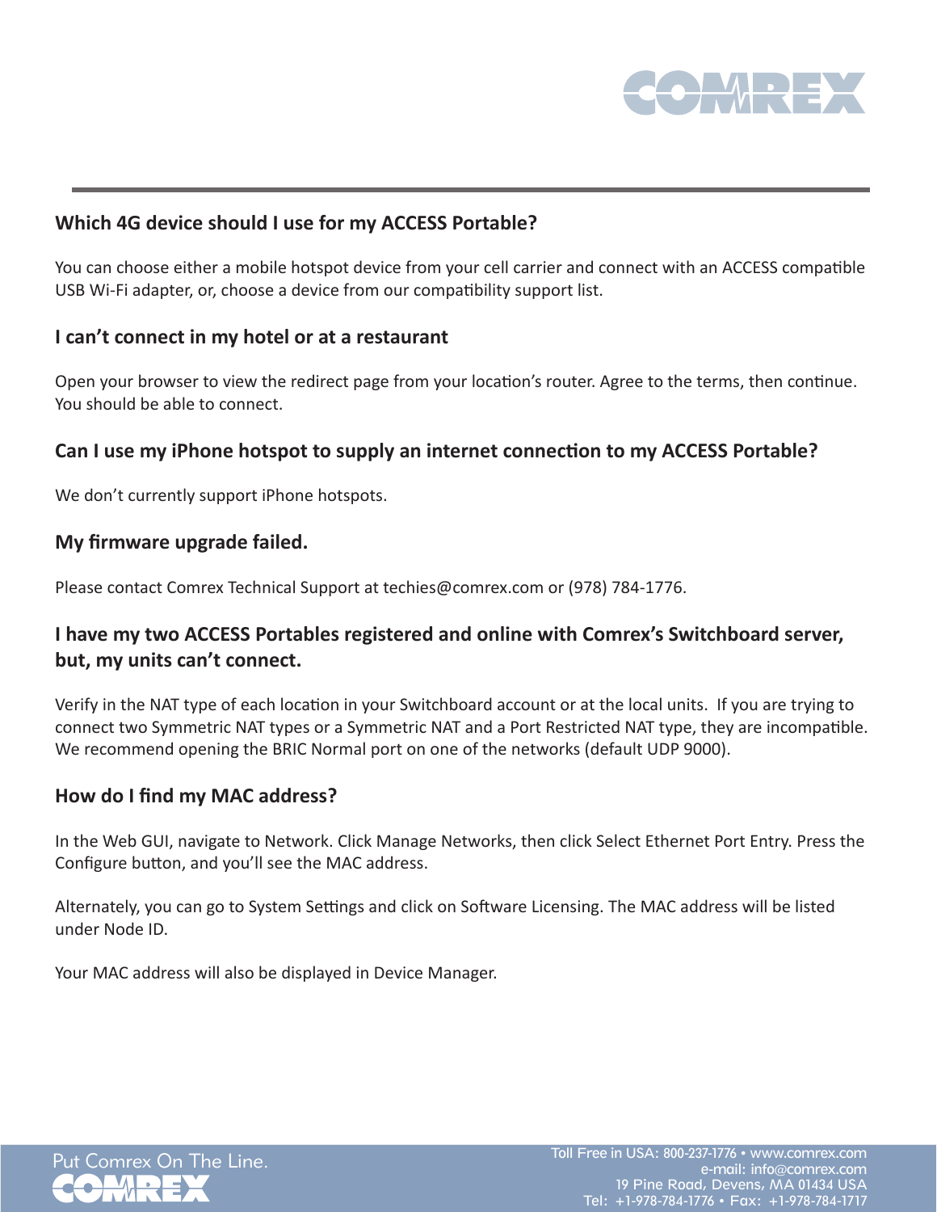### Which 4G device should I use for my ACCESS Portable?

You can choose either a mobile hotspot device from your cell carrier and connect with an ACCESS compatible USB Wi-Fi adapter, or, choose a device from our compatibility support list.

### I can't connect in my hotel or at a restaurant

Open your browser to view the redirect page from your location's router. Agree to the terms, then continue. You should be able to connect.

### Can I use my iPhone hotspot to supply an internet connection to my ACCESS Portable?

We don't currently support iPhone hotspots.

### My firmware upgrade failed.

Please contact Comrex Technical Support at techies@comrex.com or (978) 784-1776.

### I have my two ACCESS Portables registered and online with Comrex's Switchboard server, but, my units can't connect.

Verify in the NAT type of each location in your Switchboard account or at the local units. If you are trying to connect two Symmetric NAT types or a Symmetric NAT and a Port Restricted NAT type, they are incompatible. We recommend opening the BRIC Normal port on one of the networks (default UDP 9000).

### How do I find my MAC address?

In the Web GUI, navigate to Network. Click Manage Networks, then click Select Ethernet Port Entry. Press the Configure button, and you'll see the MAC address.

Alternately, you can go to System Settings and click on Software Licensing. The MAC address will be listed under Node ID.

Your MAC address will also be displayed in Device Manager.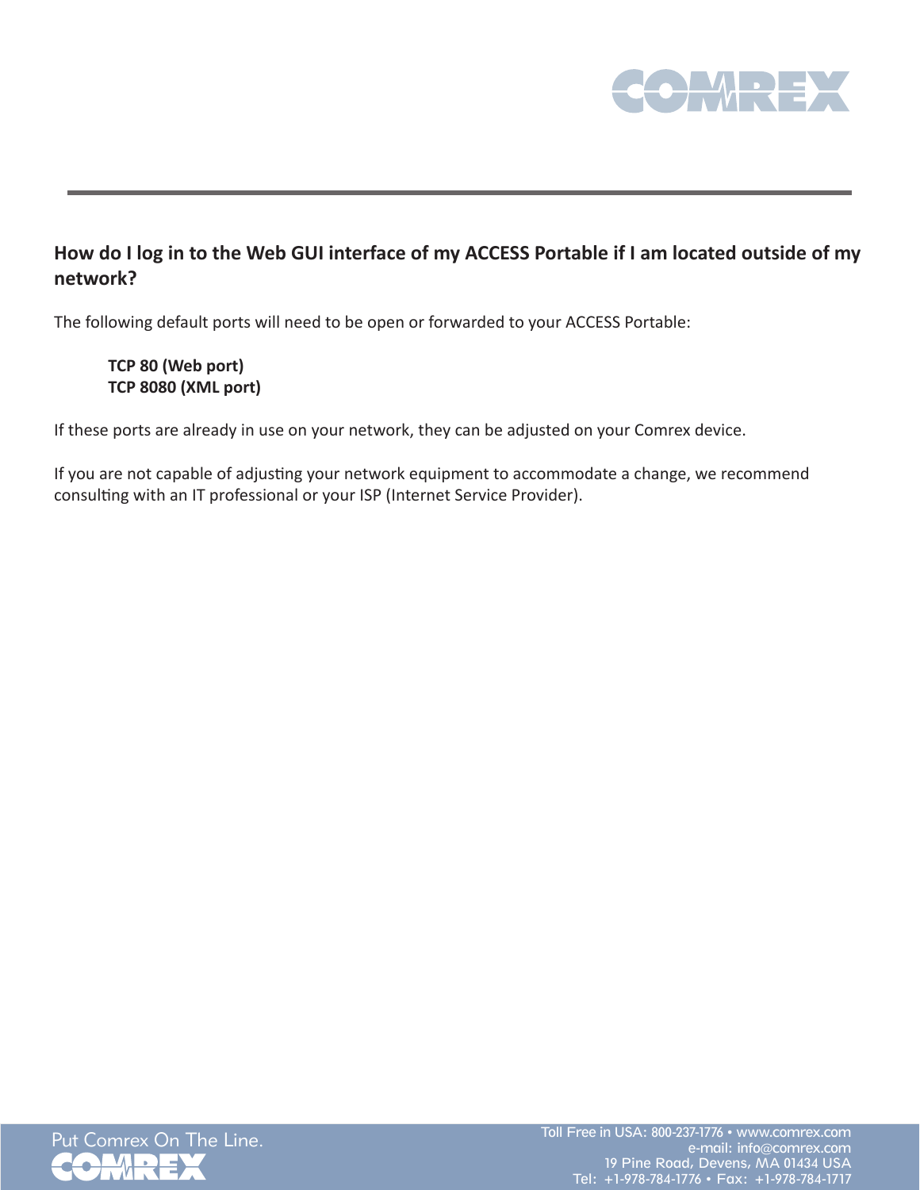## How do I log in to the Web GUI interface of my ACCESS Portable if I am located outside of my network?

The following default ports will need to be open or forwarded to your ACCESS Portable:

> **TCP 80 (Web port)**
> **TCP 8080 (XML port)**

If these ports are already in use on your network, they can be adjusted on your Comrex device.

If you are not capable of adjusting your network equipment to accommodate a change, we recommend consulting with an IT professional or your ISP (Internet Service Provider).